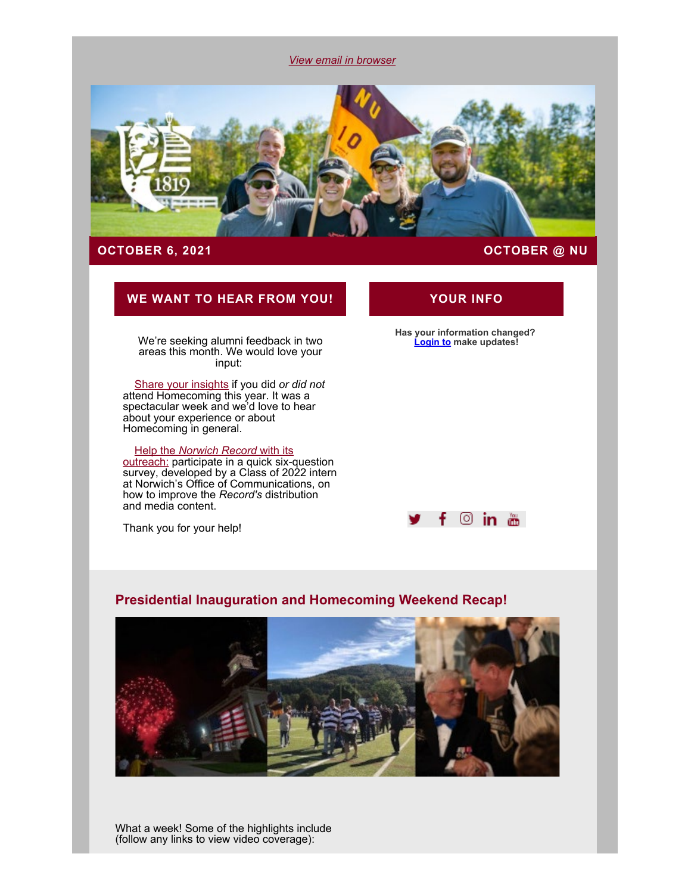View email in browser

**OCTOBER 6, 2021** **OCTOBER @ NU**

## WE WANT TO HEAR FROM YOU!

We're seeking alumni feedback in two areas this month. We would love your input:

Share your insights if you did *or did not* attend Homecoming this year. It was a spectacular week and we'd love to hear about your experience or about Homecoming in general.

Help the *Norwich Record* with its outreach: participate in a quick six-question survey, developed by a Class of 2022 intern at Norwich's Office of Communications, on how to improve the *Record's* distribution and media content.

Thank you for your help!

## YOUR INFO

**Has your information changed? Login to make updates!**

## Presidential Inauguration and Homecoming Weekend Recap!

What a week! Some of the highlights include (follow any links to view video coverage):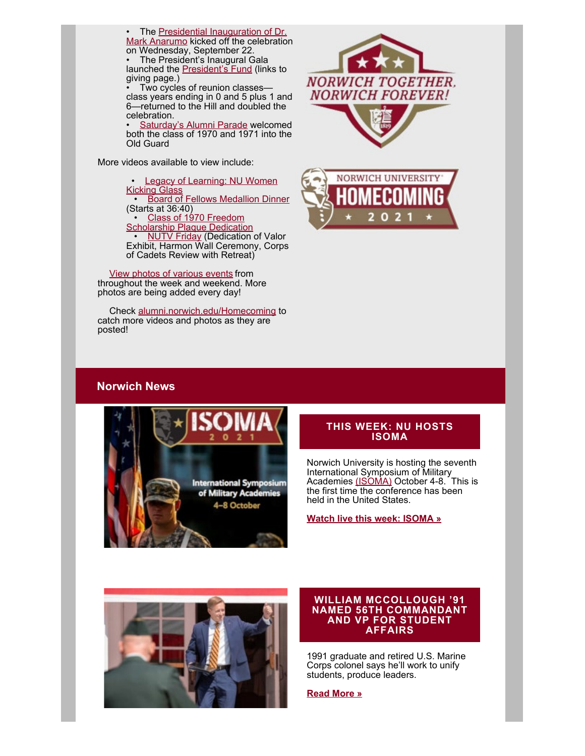- The Presidential Inauguration of Dr. Mark Anarumo kicked off the celebration on Wednesday, September 22.
- The President's Inaugural Gala launched the President's Fund (links to giving page.)
- Two cycles of reunion classes—class years ending in 0 and 5 plus 1 and 6—returned to the Hill and doubled the celebration.
- Saturday's Alumni Parade welcomed both the class of 1970 and 1971 into the Old Guard

More videos available to view include:

- Legacy of Learning: NU Women Kicking Glass
- Board of Fellows Medallion Dinner (Starts at 36:40)
- Class of 1970 Freedom Scholarship Plaque Dedication
- NUTV Friday (Dedication of Valor Exhibit, Harmon Wall Ceremony, Corps of Cadets Review with Retreat)

View photos of various events from throughout the week and weekend. More photos are being added every day!

Check alumni.norwich.edu/Homecoming to catch more videos and photos as they are posted!

## Norwich News

### THIS WEEK: NU HOSTS ISOMA

Norwich University is hosting the seventh International Symposium of Military Academies (ISOMA) October 4-8. This is the first time the conference has been held in the United States.

**Watch live this week: ISOMA »**

### WILLIAM MCCOLLOUGH '91 NAMED 56TH COMMANDANT AND VP FOR STUDENT AFFAIRS

1991 graduate and retired U.S. Marine Corps colonel says he'll work to unify students, produce leaders.

**Read More »**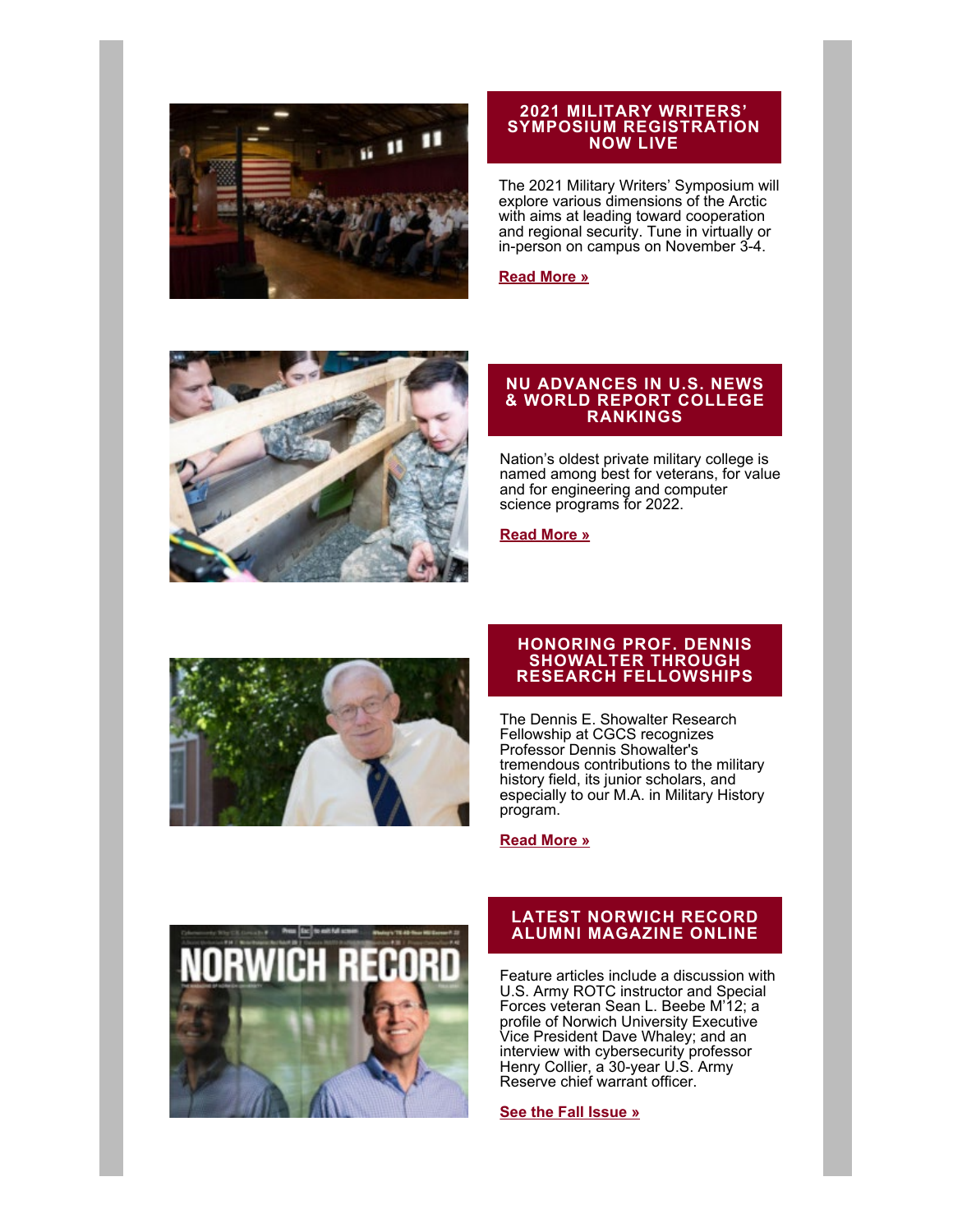## 2021 MILITARY WRITERS' SYMPOSIUM REGISTRATION NOW LIVE

The 2021 Military Writers' Symposium will explore various dimensions of the Arctic with aims at leading toward cooperation and regional security. Tune in virtually or in-person on campus on November 3-4.

**Read More »**

## NU ADVANCES IN U.S. NEWS & WORLD REPORT COLLEGE RANKINGS

Nation's oldest private military college is named among best for veterans, for value and for engineering and computer science programs for 2022.

**Read More »**

## HONORING PROF. DENNIS SHOWALTER THROUGH RESEARCH FELLOWSHIPS

The Dennis E. Showalter Research Fellowship at CGCS recognizes Professor Dennis Showalter's tremendous contributions to the military history field, its junior scholars, and especially to our M.A. in Military History program.

**Read More »**

## LATEST NORWICH RECORD ALUMNI MAGAZINE ONLINE

Feature articles include a discussion with U.S. Army ROTC instructor and Special Forces veteran Sean L. Beebe M'12; a profile of Norwich University Executive Vice President Dave Whaley; and an interview with cybersecurity professor Henry Collier, a 30-year U.S. Army Reserve chief warrant officer.

**See the Fall Issue »**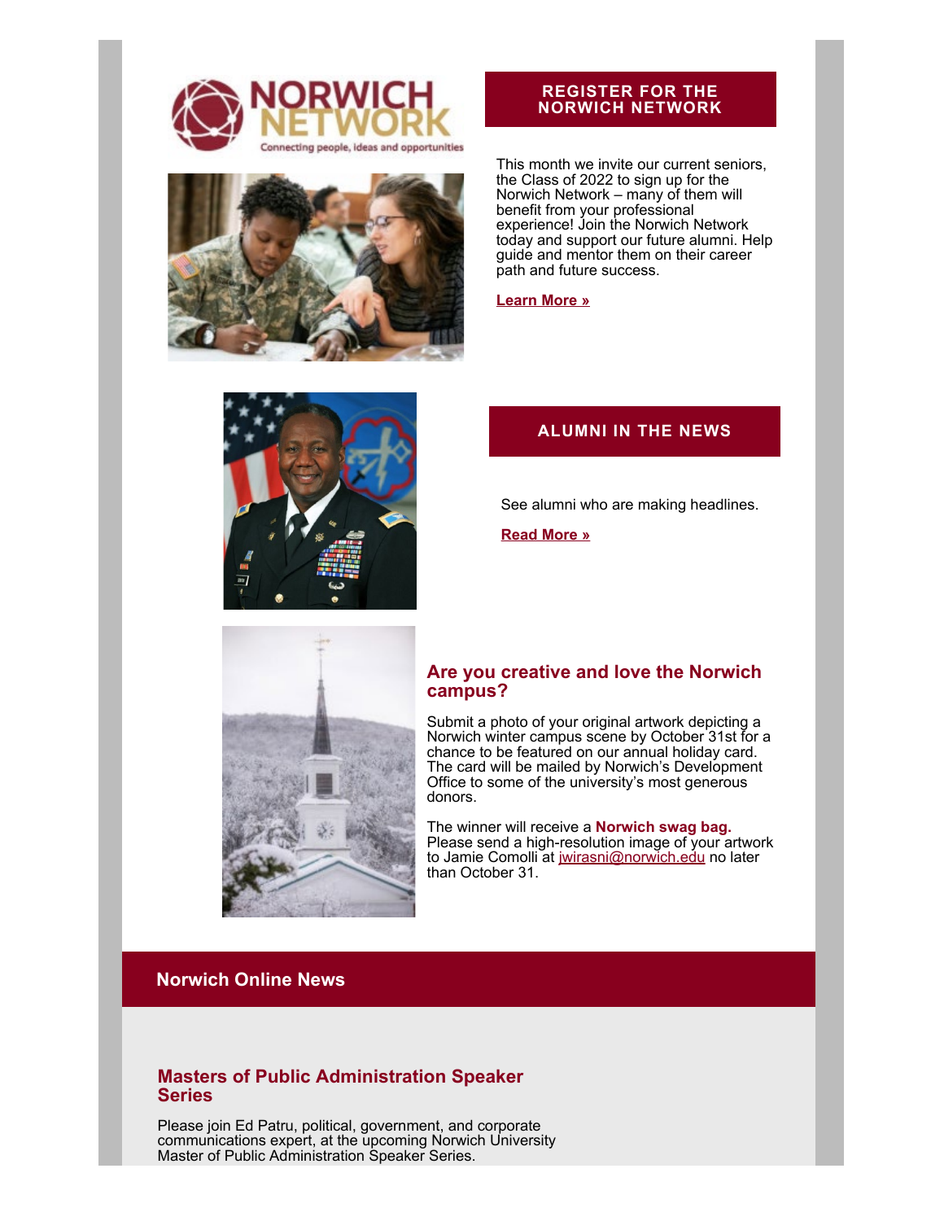## REGISTER FOR THE NORWICH NETWORK

This month we invite our current seniors, the Class of 2022 to sign up for the Norwich Network – many of them will benefit from your professional experience! Join the Norwich Network today and support our future alumni. Help guide and mentor them on their career path and future success.

**Learn More »**

## ALUMNI IN THE NEWS

See alumni who are making headlines.

**Read More »**

## Are you creative and love the Norwich campus?

Submit a photo of your original artwork depicting a Norwich winter campus scene by October 31st for a chance to be featured on our annual holiday card. The card will be mailed by Norwich's Development Office to some of the university's most generous donors.

The winner will receive a **Norwich swag bag.** Please send a high-resolution image of your artwork to Jamie Comolli at jwirasni@norwich.edu no later than October 31.

## Norwich Online News

### Masters of Public Administration Speaker Series

Please join Ed Patru, political, government, and corporate communications expert, at the upcoming Norwich University Master of Public Administration Speaker Series.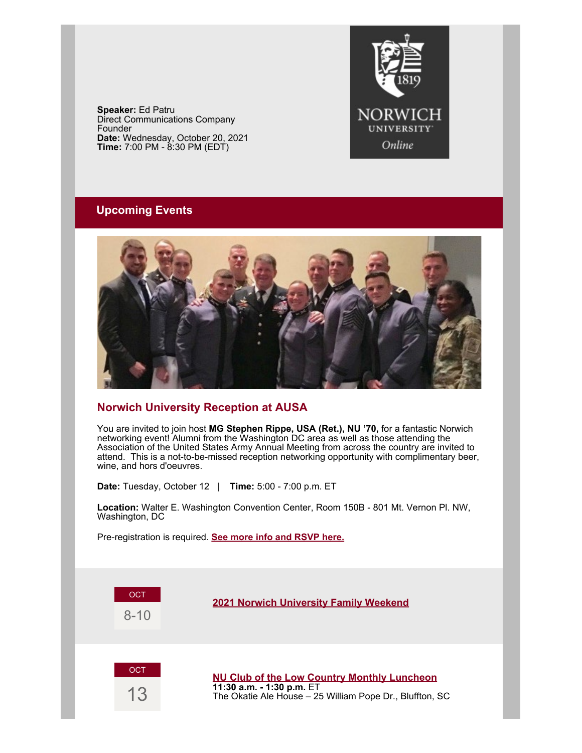**Speaker:** Ed Patru
Direct Communications Company Founder
**Date:** Wednesday, October 20, 2021
**Time:** 7:00 PM - 8:30 PM (EDT)

## Upcoming Events

### Norwich University Reception at AUSA

You are invited to join host **MG Stephen Rippe, USA (Ret.), NU '70,** for a fantastic Norwich networking event! Alumni from the Washington DC area as well as those attending the Association of the United States Army Annual Meeting from across the country are invited to attend. This is a not-to-be-missed reception networking opportunity with complimentary beer, wine, and hors d'oeuvres.

**Date:** Tuesday, October 12 | **Time:** 5:00 - 7:00 p.m. ET

**Location:** Walter E. Washington Convention Center, Room 150B - 801 Mt. Vernon Pl. NW, Washington, DC

Pre-registration is required. **See more info and RSVP here.**

OCT
8-10

**2021 Norwich University Family Weekend**

OCT
13

**NU Club of the Low Country Monthly Luncheon**
**11:30 a.m. - 1:30 p.m.** ET
The Okatie Ale House – 25 William Pope Dr., Bluffton, SC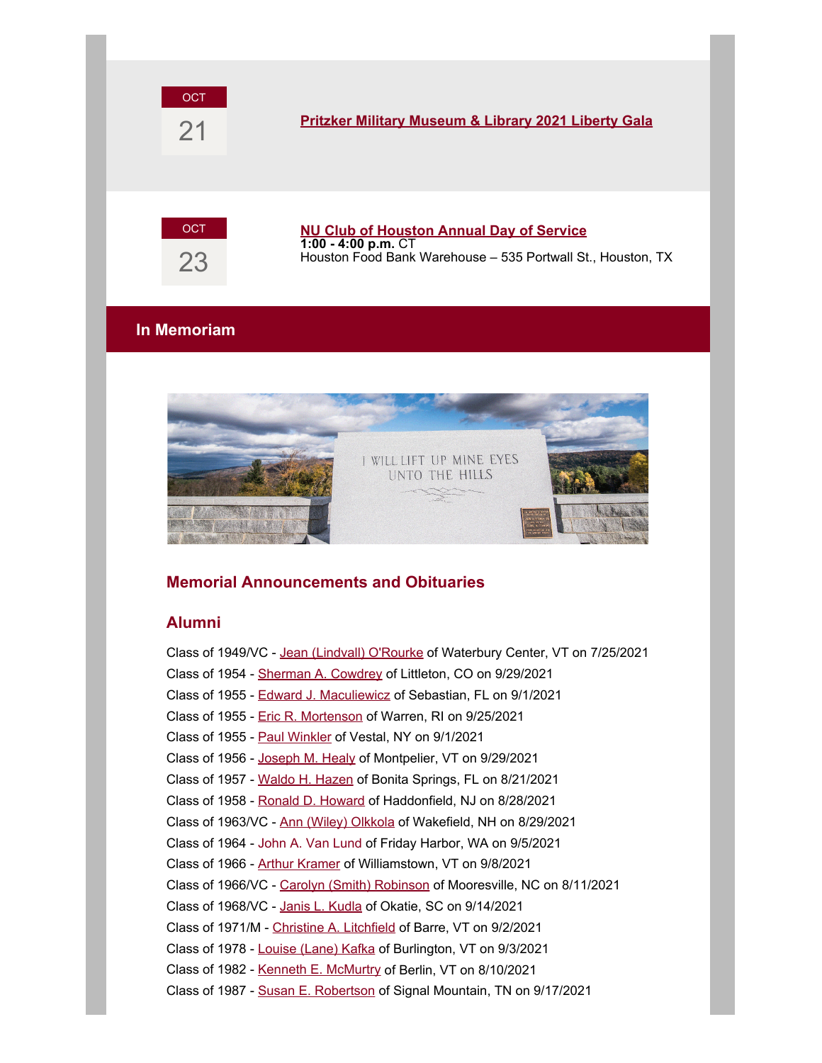OCT
21

**Pritzker Military Museum & Library 2021 Liberty Gala**

OCT
23

**NU Club of Houston Annual Day of Service**
**1:00 - 4:00 p.m.** CT
Houston Food Bank Warehouse – 535 Portwall St., Houston, TX

## In Memoriam

### Memorial Announcements and Obituaries

### Alumni

Class of 1949/VC - Jean (Lindvall) O'Rourke of Waterbury Center, VT on 7/25/2021
Class of 1954 - Sherman A. Cowdrey of Littleton, CO on 9/29/2021
Class of 1955 - Edward J. Maculiewicz of Sebastian, FL on 9/1/2021
Class of 1955 - Eric R. Mortenson of Warren, RI on 9/25/2021
Class of 1955 - Paul Winkler of Vestal, NY on 9/1/2021
Class of 1956 - Joseph M. Healy of Montpelier, VT on 9/29/2021
Class of 1957 - Waldo H. Hazen of Bonita Springs, FL on 8/21/2021
Class of 1958 - Ronald D. Howard of Haddonfield, NJ on 8/28/2021
Class of 1963/VC - Ann (Wiley) Olkkola of Wakefield, NH on 8/29/2021
Class of 1964 - John A. Van Lund of Friday Harbor, WA on 9/5/2021
Class of 1966 - Arthur Kramer of Williamstown, VT on 9/8/2021
Class of 1966/VC - Carolyn (Smith) Robinson of Mooresville, NC on 8/11/2021
Class of 1968/VC - Janis L. Kudla of Okatie, SC on 9/14/2021
Class of 1971/M - Christine A. Litchfield of Barre, VT on 9/2/2021
Class of 1978 - Louise (Lane) Kafka of Burlington, VT on 9/3/2021
Class of 1982 - Kenneth E. McMurtry of Berlin, VT on 8/10/2021
Class of 1987 - Susan E. Robertson of Signal Mountain, TN on 9/17/2021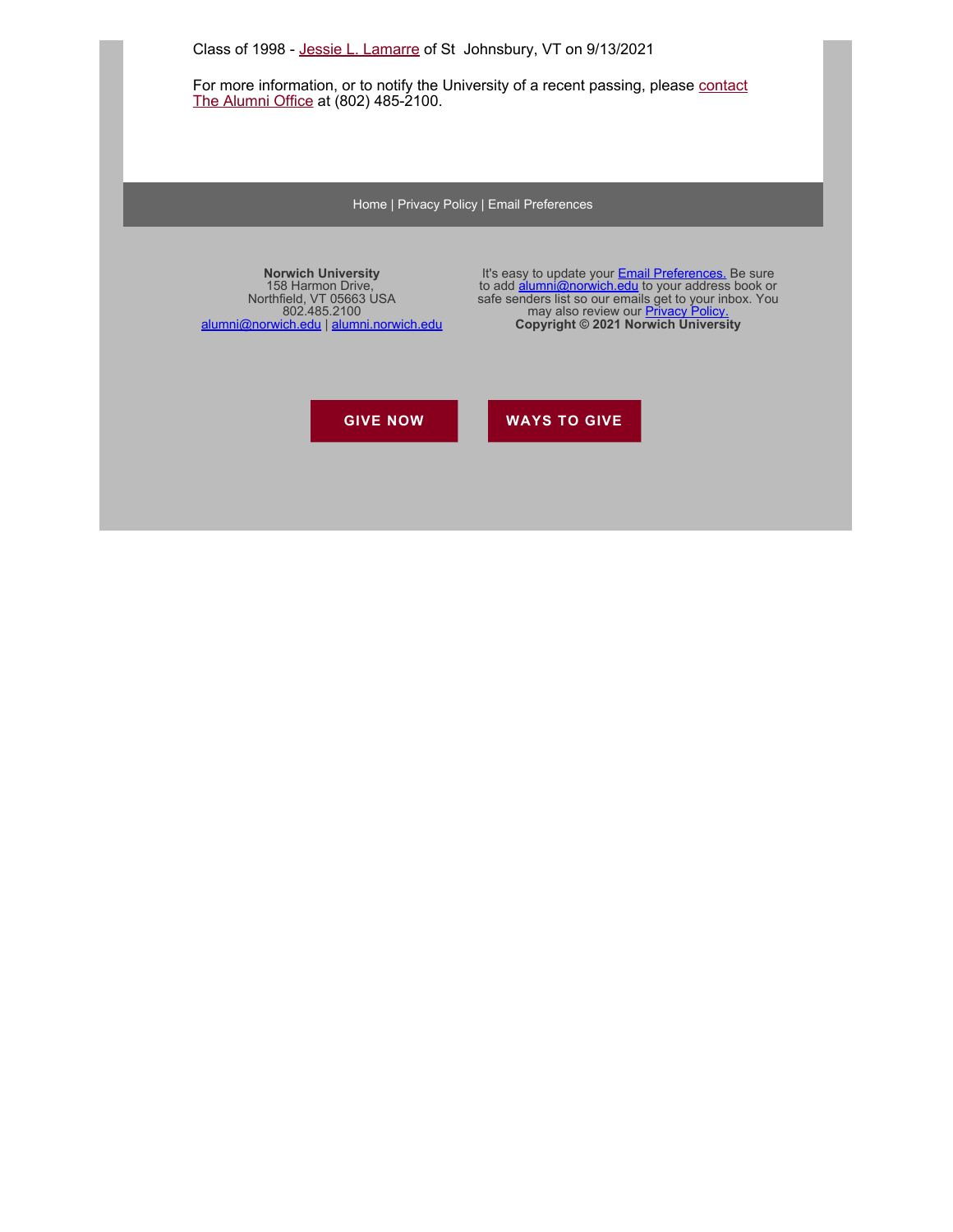Class of 1998 - Jessie L. Lamarre of St  Johnsbury, VT on 9/13/2021

For more information, or to notify the University of a recent passing, please contact The Alumni Office at (802) 485-2100.

Home | Privacy Policy | Email Preferences

**Norwich University**
158 Harmon Drive,
Northfield, VT 05663 USA
802.485.2100
alumni@norwich.edu | alumni.norwich.edu

It's easy to update your Email Preferences. Be sure to add alumni@norwich.edu to your address book or safe senders list so our emails get to your inbox. You may also review our Privacy Policy.
**Copyright © 2021 Norwich University**

GIVE NOW

WAYS TO GIVE